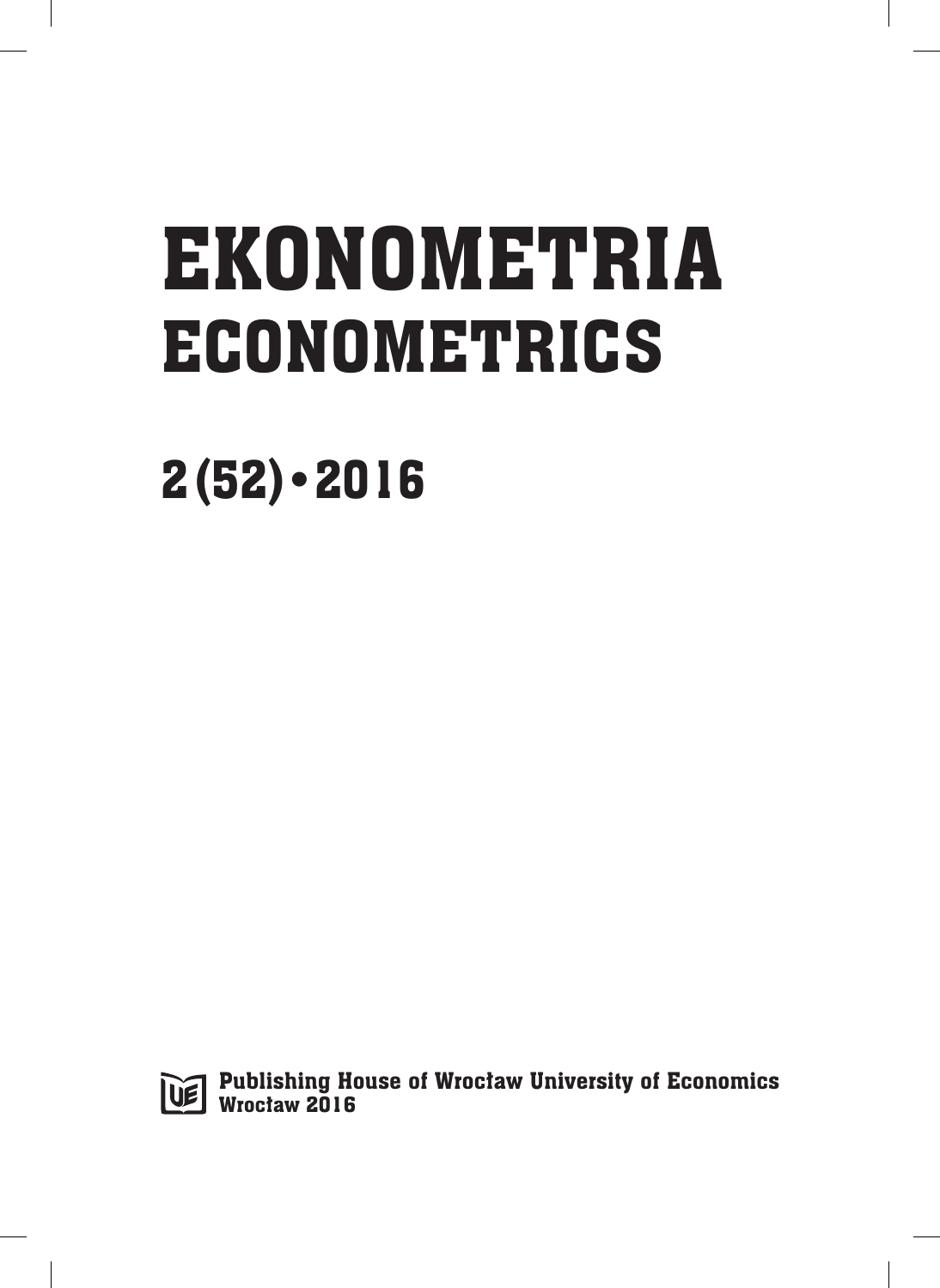# EKONOMETRIA
# ECONOMETRICS

## 2(52) • 2016

**Publishing House of Wrocław University of Economics**
**Wrocław 2016**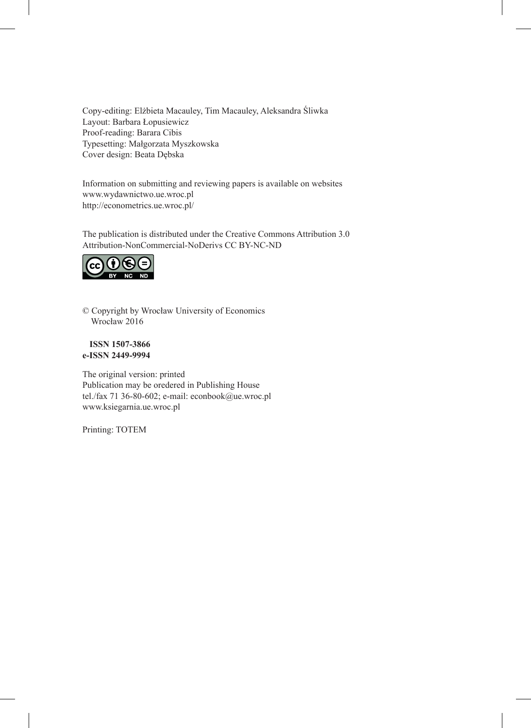Copy-editing: Elżbieta Macauley, Tim Macauley, Aleksandra Śliwka
Layout: Barbara Łopusiewicz
Proof-reading: Barara Cibis
Typesetting: Małgorzata Myszkowska
Cover design: Beata Dębska

Information on submitting and reviewing papers is available on websites
www.wydawnictwo.ue.wroc.pl
http://econometrics.ue.wroc.pl/

The publication is distributed under the Creative Commons Attribution 3.0
Attribution-NonCommercial-NoDerivs CC BY-NC-ND

© Copyright by Wrocław University of Economics
Wrocław 2016

**ISSN 1507-3866**
**e-ISSN 2449-9994**

The original version: printed
Publication may be oredered in Publishing House
tel./fax 71 36-80-602; e-mail: econbook@ue.wroc.pl
www.ksiegarnia.ue.wroc.pl

Printing: TOTEM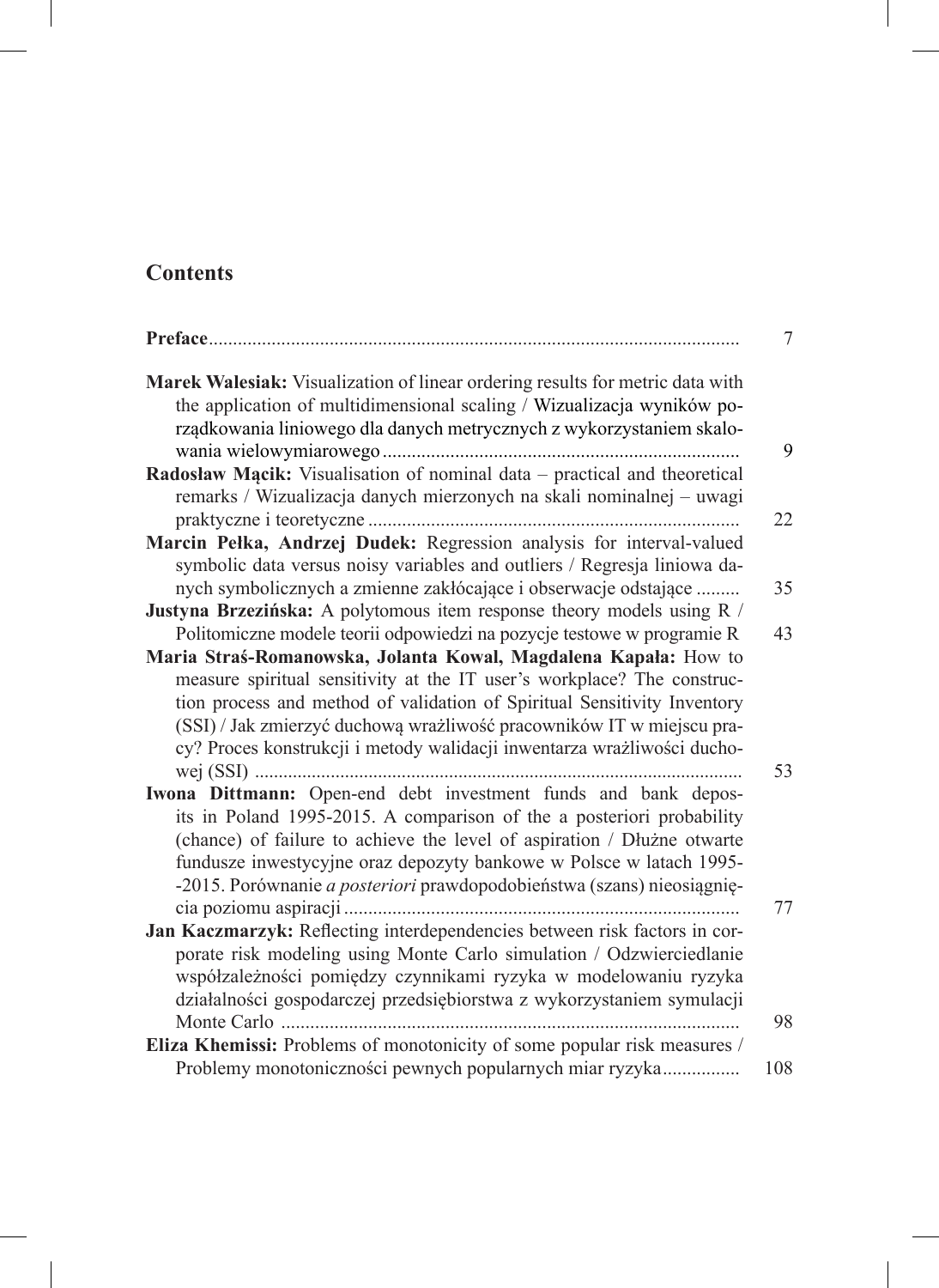## Contents

**Preface** ............................................................................................................. 7

**Marek Walesiak:** Visualization of linear ordering results for metric data with the application of multidimensional scaling / Wizualizacja wyników porządkowania liniowego dla danych metrycznych z wykorzystaniem skalowania wielowymiarowego .......................................................................... 9

**Radosław Mącik:** Visualisation of nominal data – practical and theoretical remarks / Wizualizacja danych mierzonych na skali nominalnej – uwagi praktyczne i teoretyczne ............................................................................ 22

**Marcin Pełka, Andrzej Dudek:** Regression analysis for interval-valued symbolic data versus noisy variables and outliers / Regresja liniowa danych symbolicznych a zmienne zakłócające i obserwacje odstające ......... 35

**Justyna Brzezińska:** A polytomous item response theory models using R / Politomiczne modele teorii odpowiedzi na pozycje testowe w programie R 43

**Maria Straś-Romanowska, Jolanta Kowal, Magdalena Kapała:** How to measure spiritual sensitivity at the IT user's workplace? The construction process and method of validation of Spiritual Sensitivity Inventory (SSI) / Jak zmierzyć duchową wrażliwość pracowników IT w miejscu pracy? Proces konstrukcji i metody walidacji inwentarza wrażliwości duchowej (SSI) ..................................................................................................... 53

**Iwona Dittmann:** Open-end debt investment funds and bank deposits in Poland 1995-2015. A comparison of the a posteriori probability (chance) of failure to achieve the level of aspiration / Dłużne otwarte fundusze inwestycyjne oraz depozyty bankowe w Polsce w latach 1995--2015. Porównanie *a posteriori* prawdopodobieństwa (szans) nieosiągnięcia poziomu aspiracji ................................................................................. 77

**Jan Kaczmarzyk:** Reflecting interdependencies between risk factors in corporate risk modeling using Monte Carlo simulation / Odzwierciedlanie współzależności pomiędzy czynnikami ryzyka w modelowaniu ryzyka działalności gospodarczej przedsiębiorstwa z wykorzystaniem symulacji Monte Carlo .............................................................................................. 98

**Eliza Khemissi:** Problems of monotonicity of some popular risk measures / Problemy monotoniczności pewnych popularnych miar ryzyka................ 108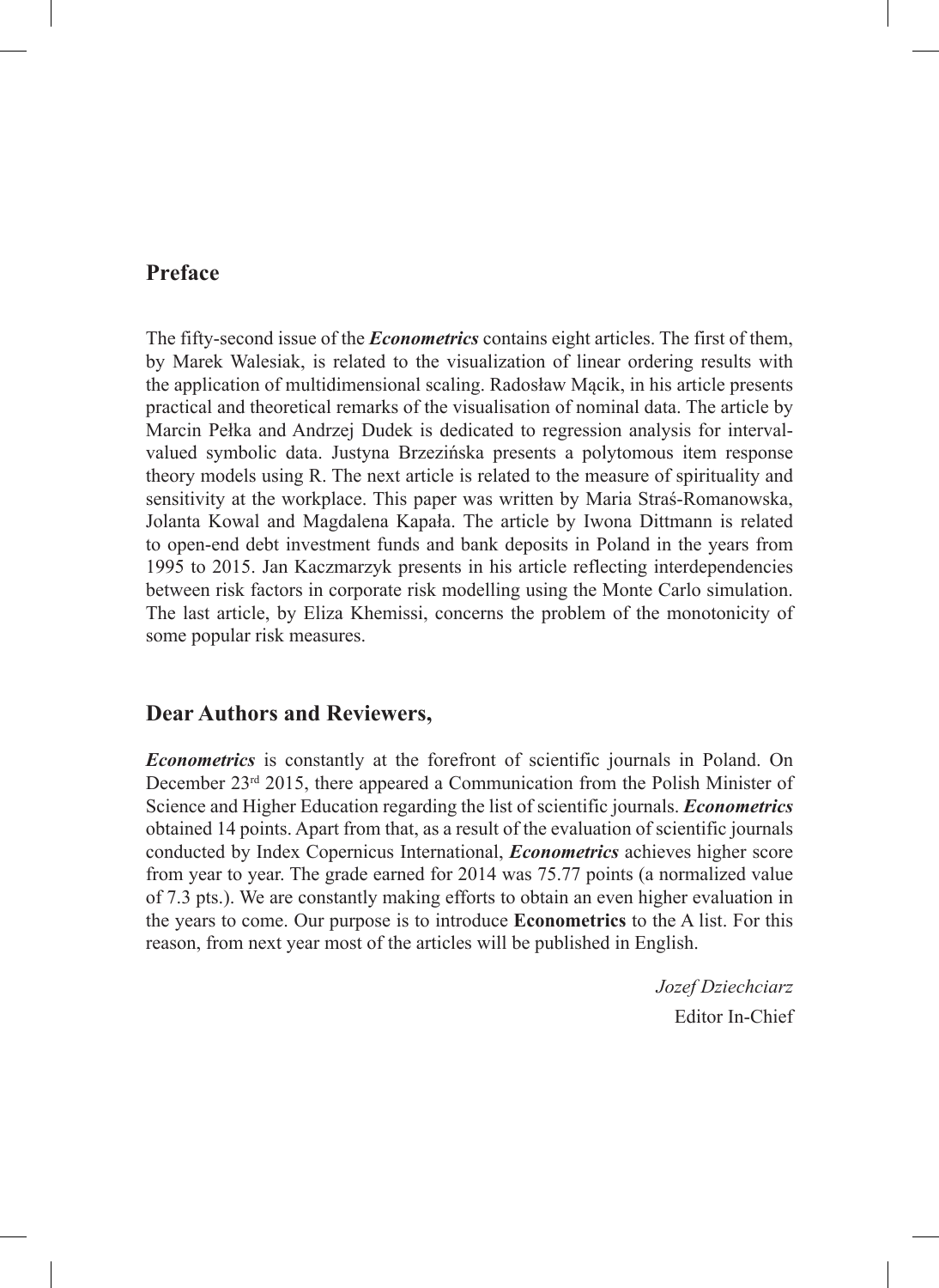## Preface

The fifty-second issue of the ***Econometrics*** contains eight articles. The first of them, by Marek Walesiak, is related to the visualization of linear ordering results with the application of multidimensional scaling. Radosław Mącik, in his article presents practical and theoretical remarks of the visualisation of nominal data. The article by Marcin Pełka and Andrzej Dudek is dedicated to regression analysis for interval-valued symbolic data. Justyna Brzezińska presents a polytomous item response theory models using R. The next article is related to the measure of spirituality and sensitivity at the workplace. This paper was written by Maria Straś-Romanowska, Jolanta Kowal and Magdalena Kapała. The article by Iwona Dittmann is related to open-end debt investment funds and bank deposits in Poland in the years from 1995 to 2015. Jan Kaczmarzyk presents in his article reflecting interdependencies between risk factors in corporate risk modelling using the Monte Carlo simulation. The last article, by Eliza Khemissi, concerns the problem of the monotonicity of some popular risk measures.

## Dear Authors and Reviewers,

***Econometrics*** is constantly at the forefront of scientific journals in Poland. On December 23rd 2015, there appeared a Communication from the Polish Minister of Science and Higher Education regarding the list of scientific journals. ***Econometrics*** obtained 14 points. Apart from that, as a result of the evaluation of scientific journals conducted by Index Copernicus International, ***Econometrics*** achieves higher score from year to year. The grade earned for 2014 was 75.77 points (a normalized value of 7.3 pts.). We are constantly making efforts to obtain an even higher evaluation in the years to come. Our purpose is to introduce **Econometrics** to the A list. For this reason, from next year most of the articles will be published in English.

*Jozef Dziechciarz*
Editor In-Chief